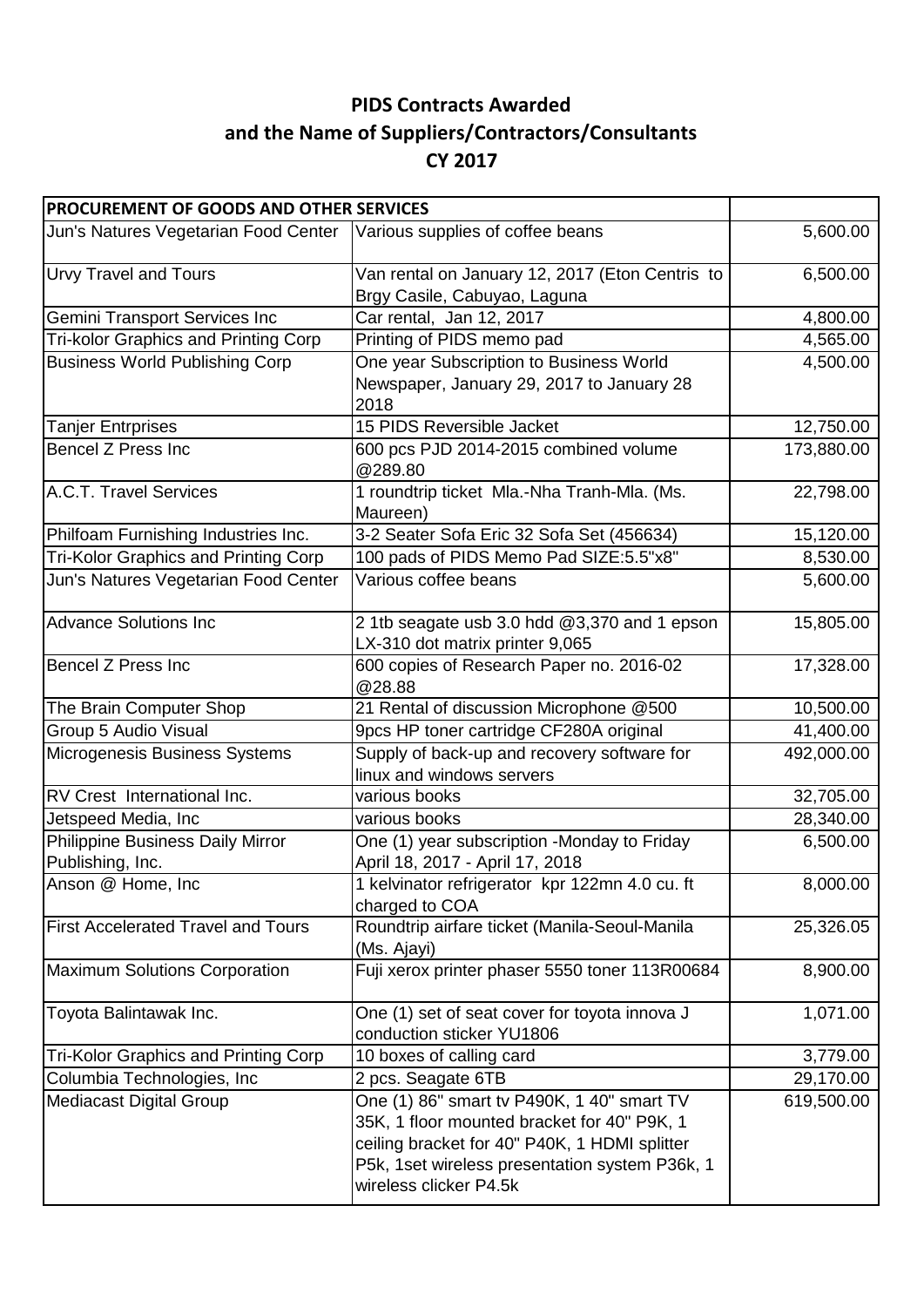# PIDS Contracts Awarded
# and the Name of Suppliers/Contractors/Consultants
# CY 2017

| PROCUREMENT OF GOODS AND OTHER SERVICES | | |
|---|---|---|
| Jun's Natures Vegetarian Food Center | Various supplies of coffee beans | 5,600.00 |
| Urvy Travel and Tours | Van rental on January 12, 2017 (Eton Centris to Brgy Casile, Cabuyao, Laguna | 6,500.00 |
| Gemini Transport Services Inc | Car rental, Jan 12, 2017 | 4,800.00 |
| Tri-kolor Graphics and Printing Corp | Printing of PIDS memo pad | 4,565.00 |
| Business World Publishing Corp | One year Subscription to Business World Newspaper, January 29, 2017 to January 28 2018 | 4,500.00 |
| Tanjer Entrprises | 15 PIDS Reversible Jacket | 12,750.00 |
| Bencel Z Press Inc | 600 pcs PJD 2014-2015 combined volume @289.80 | 173,880.00 |
| A.C.T. Travel Services | 1 roundtrip ticket Mla.-Nha Tranh-Mla. (Ms. Maureen) | 22,798.00 |
| Philfoam Furnishing Industries Inc. | 3-2 Seater Sofa Eric 32 Sofa Set (456634) | 15,120.00 |
| Tri-Kolor Graphics and Printing Corp | 100 pads of PIDS Memo Pad SIZE:5.5"x8" | 8,530.00 |
| Jun's Natures Vegetarian Food Center | Various coffee beans | 5,600.00 |
| Advance Solutions Inc | 2 1tb seagate usb 3.0 hdd @3,370 and 1 epson LX-310 dot matrix printer 9,065 | 15,805.00 |
| Bencel Z Press Inc | 600 copies of Research Paper no. 2016-02 @28.88 | 17,328.00 |
| The Brain Computer Shop | 21 Rental of discussion Microphone @500 | 10,500.00 |
| Group 5 Audio Visual | 9pcs HP toner cartridge CF280A original | 41,400.00 |
| Microgenesis Business Systems | Supply of back-up and recovery software for linux and windows servers | 492,000.00 |
| RV Crest International Inc. | various books | 32,705.00 |
| Jetspeed Media, Inc | various books | 28,340.00 |
| Philippine Business Daily Mirror Publishing, Inc. | One (1) year subscription -Monday to Friday April 18, 2017 - April 17, 2018 | 6,500.00 |
| Anson @ Home, Inc | 1 kelvinator refrigerator kpr 122mn 4.0 cu. ft charged to COA | 8,000.00 |
| First Accelerated Travel and Tours | Roundtrip airfare ticket (Manila-Seoul-Manila (Ms. Ajayi) | 25,326.05 |
| Maximum Solutions Corporation | Fuji xerox printer phaser 5550 toner 113R00684 | 8,900.00 |
| Toyota Balintawak Inc. | One (1) set of seat cover for toyota innova J conduction sticker YU1806 | 1,071.00 |
| Tri-Kolor Graphics and Printing Corp | 10 boxes of calling card | 3,779.00 |
| Columbia Technologies, Inc | 2 pcs. Seagate 6TB | 29,170.00 |
| Mediacast Digital Group | One (1) 86" smart tv P490K, 1 40" smart TV 35K, 1 floor mounted bracket for 40" P9K, 1 ceiling bracket for 40" P40K, 1 HDMI splitter P5k, 1set wireless presentation system P36k, 1 wireless clicker P4.5k | 619,500.00 |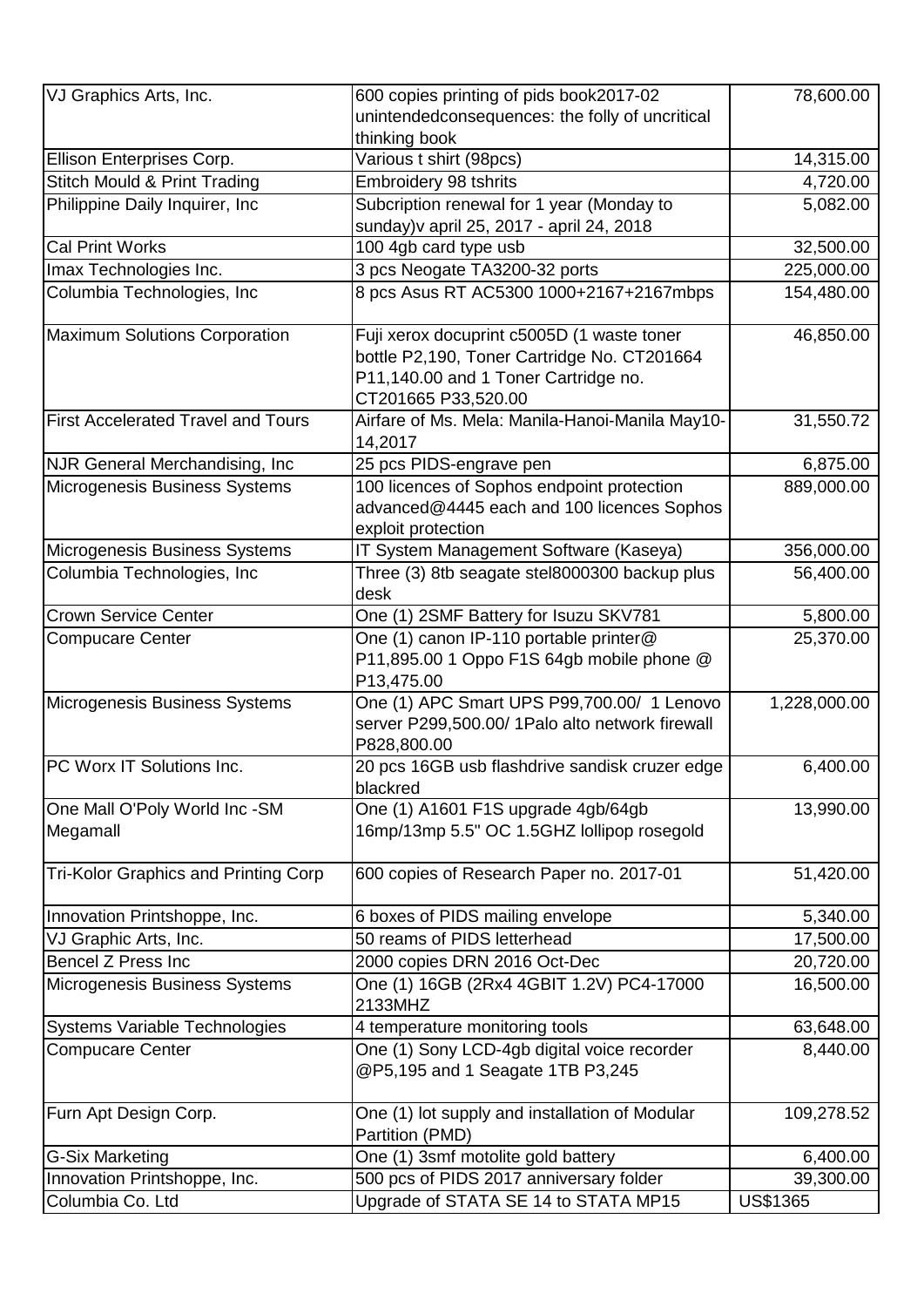| | | |
|---|---|---|
| VJ Graphics Arts, Inc. | 600 copies printing of pids book2017-02 unintendedconsequences: the folly of uncritical thinking book | 78,600.00 |
| Ellison Enterprises Corp. | Various t shirt (98pcs) | 14,315.00 |
| Stitch Mould & Print Trading | Embroidery 98 tshrits | 4,720.00 |
| Philippine Daily Inquirer, Inc | Subcription renewal for 1 year (Monday to sunday)v april 25, 2017 - april 24, 2018 | 5,082.00 |
| Cal Print Works | 100 4gb card type usb | 32,500.00 |
| Imax Technologies Inc. | 3 pcs Neogate TA3200-32 ports | 225,000.00 |
| Columbia Technologies, Inc | 8 pcs Asus RT AC5300 1000+2167+2167mbps | 154,480.00 |
| Maximum Solutions Corporation | Fuji xerox docuprint c5005D (1 waste toner bottle P2,190, Toner Cartridge No. CT201664 P11,140.00 and 1 Toner Cartridge no. CT201665 P33,520.00 | 46,850.00 |
| First Accelerated Travel and Tours | Airfare of Ms. Mela: Manila-Hanoi-Manila May10-14,2017 | 31,550.72 |
| NJR General Merchandising, Inc | 25 pcs PIDS-engrave pen | 6,875.00 |
| Microgenesis Business Systems | 100 licences of Sophos endpoint protection advanced@4445 each and 100 licences Sophos exploit protection | 889,000.00 |
| Microgenesis Business Systems | IT System Management Software (Kaseya) | 356,000.00 |
| Columbia Technologies, Inc | Three (3) 8tb seagate stel8000300 backup plus desk | 56,400.00 |
| Crown Service Center | One (1) 2SMF Battery for Isuzu SKV781 | 5,800.00 |
| Compucare Center | One (1) canon IP-110 portable printer@ P11,895.00 1 Oppo F1S 64gb mobile phone @ P13,475.00 | 25,370.00 |
| Microgenesis Business Systems | One (1) APC Smart UPS P99,700.00/ 1 Lenovo server P299,500.00/ 1Palo alto network firewall P828,800.00 | 1,228,000.00 |
| PC Worx IT Solutions Inc. | 20 pcs 16GB usb flashdrive sandisk cruzer edge blackred | 6,400.00 |
| One Mall O'Poly World Inc -SM Megamall | One (1) A1601 F1S upgrade 4gb/64gb 16mp/13mp 5.5" OC 1.5GHZ lollipop rosegold | 13,990.00 |
| Tri-Kolor Graphics and Printing Corp | 600 copies of Research Paper no. 2017-01 | 51,420.00 |
| Innovation Printshoppe, Inc. | 6 boxes of PIDS mailing envelope | 5,340.00 |
| VJ Graphic Arts, Inc. | 50 reams of PIDS letterhead | 17,500.00 |
| Bencel Z Press Inc | 2000 copies DRN 2016 Oct-Dec | 20,720.00 |
| Microgenesis Business Systems | One (1) 16GB (2Rx4 4GBIT 1.2V) PC4-17000 2133MHZ | 16,500.00 |
| Systems Variable Technologies | 4 temperature monitoring tools | 63,648.00 |
| Compucare Center | One (1) Sony LCD-4gb digital voice recorder @P5,195 and 1 Seagate 1TB P3,245 | 8,440.00 |
| Furn Apt Design Corp. | One (1) lot supply and installation of Modular Partition (PMD) | 109,278.52 |
| G-Six Marketing | One (1) 3smf motolite gold battery | 6,400.00 |
| Innovation Printshoppe, Inc. | 500 pcs of PIDS 2017 anniversary folder | 39,300.00 |
| Columbia Co. Ltd | Upgrade of STATA SE 14 to STATA MP15 | US$1365 |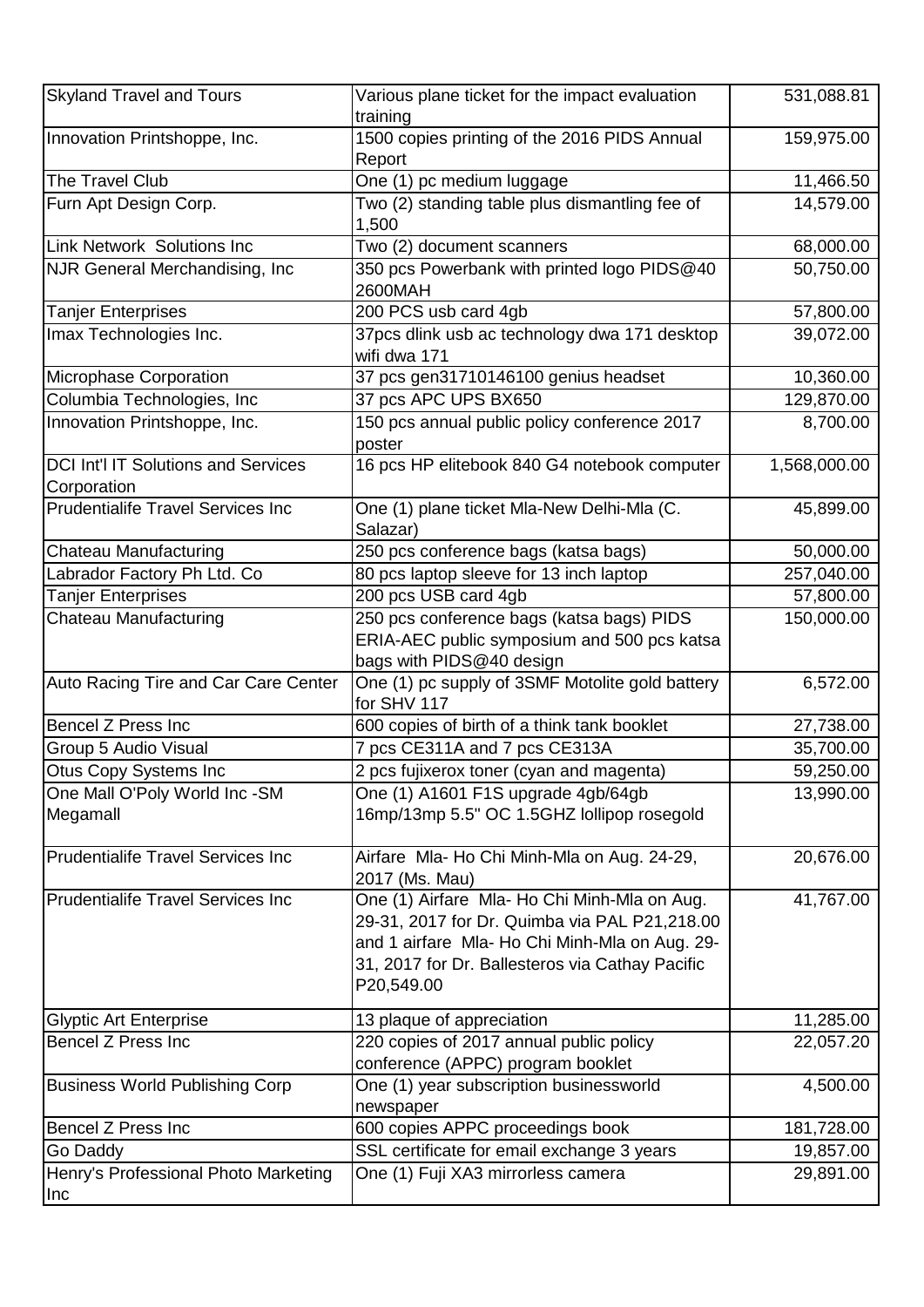| | | |
|---|---|---|
| Skyland Travel and Tours | Various plane ticket for the impact evaluation training | 531,088.81 |
| Innovation Printshoppe, Inc. | 1500 copies printing of the 2016 PIDS Annual Report | 159,975.00 |
| The Travel Club | One (1) pc medium luggage | 11,466.50 |
| Furn Apt Design Corp. | Two (2) standing table plus dismantling fee of 1,500 | 14,579.00 |
| Link Network Solutions Inc | Two (2) document scanners | 68,000.00 |
| NJR General Merchandising, Inc | 350 pcs Powerbank with printed logo PIDS@40 2600MAH | 50,750.00 |
| Tanjer Enterprises | 200 PCS usb card 4gb | 57,800.00 |
| Imax Technologies Inc. | 37pcs dlink usb ac technology dwa 171 desktop wifi dwa 171 | 39,072.00 |
| Microphase Corporation | 37 pcs gen31710146100 genius headset | 10,360.00 |
| Columbia Technologies, Inc | 37 pcs APC UPS BX650 | 129,870.00 |
| Innovation Printshoppe, Inc. | 150 pcs annual public policy conference 2017 poster | 8,700.00 |
| DCI Int'l IT Solutions and Services Corporation | 16 pcs HP elitebook 840 G4 notebook computer | 1,568,000.00 |
| Prudentialife Travel Services Inc | One (1) plane ticket Mla-New Delhi-Mla (C. Salazar) | 45,899.00 |
| Chateau Manufacturing | 250 pcs conference bags (katsa bags) | 50,000.00 |
| Labrador Factory Ph Ltd. Co | 80 pcs laptop sleeve for 13 inch laptop | 257,040.00 |
| Tanjer Enterprises | 200 pcs USB card 4gb | 57,800.00 |
| Chateau Manufacturing | 250 pcs conference bags (katsa bags) PIDS ERIA-AEC public symposium and 500 pcs katsa bags with PIDS@40 design | 150,000.00 |
| Auto Racing Tire and Car Care Center | One (1) pc supply of 3SMF Motolite gold battery for SHV 117 | 6,572.00 |
| Bencel Z Press Inc | 600 copies of birth of a think tank booklet | 27,738.00 |
| Group 5 Audio Visual | 7 pcs CE311A and 7 pcs CE313A | 35,700.00 |
| Otus Copy Systems Inc | 2 pcs fujixerox toner (cyan and magenta) | 59,250.00 |
| One Mall O'Poly World Inc -SM Megamall | One (1) A1601 F1S upgrade 4gb/64gb 16mp/13mp 5.5" OC 1.5GHZ lollipop rosegold | 13,990.00 |
| Prudentialife Travel Services Inc | Airfare Mla- Ho Chi Minh-Mla on Aug. 24-29, 2017 (Ms. Mau) | 20,676.00 |
| Prudentialife Travel Services Inc | One (1) Airfare Mla- Ho Chi Minh-Mla on Aug. 29-31, 2017 for Dr. Quimba via PAL P21,218.00 and 1 airfare Mla- Ho Chi Minh-Mla on Aug. 29-31, 2017 for Dr. Ballesteros via Cathay Pacific P20,549.00 | 41,767.00 |
| Glyptic Art Enterprise | 13 plaque of appreciation | 11,285.00 |
| Bencel Z Press Inc | 220 copies of 2017 annual public policy conference (APPC) program booklet | 22,057.20 |
| Business World Publishing Corp | One (1) year subscription businessworld newspaper | 4,500.00 |
| Bencel Z Press Inc | 600 copies APPC proceedings book | 181,728.00 |
| Go Daddy | SSL certificate for email exchange 3 years | 19,857.00 |
| Henry's Professional Photo Marketing Inc | One (1) Fuji XA3 mirrorless camera | 29,891.00 |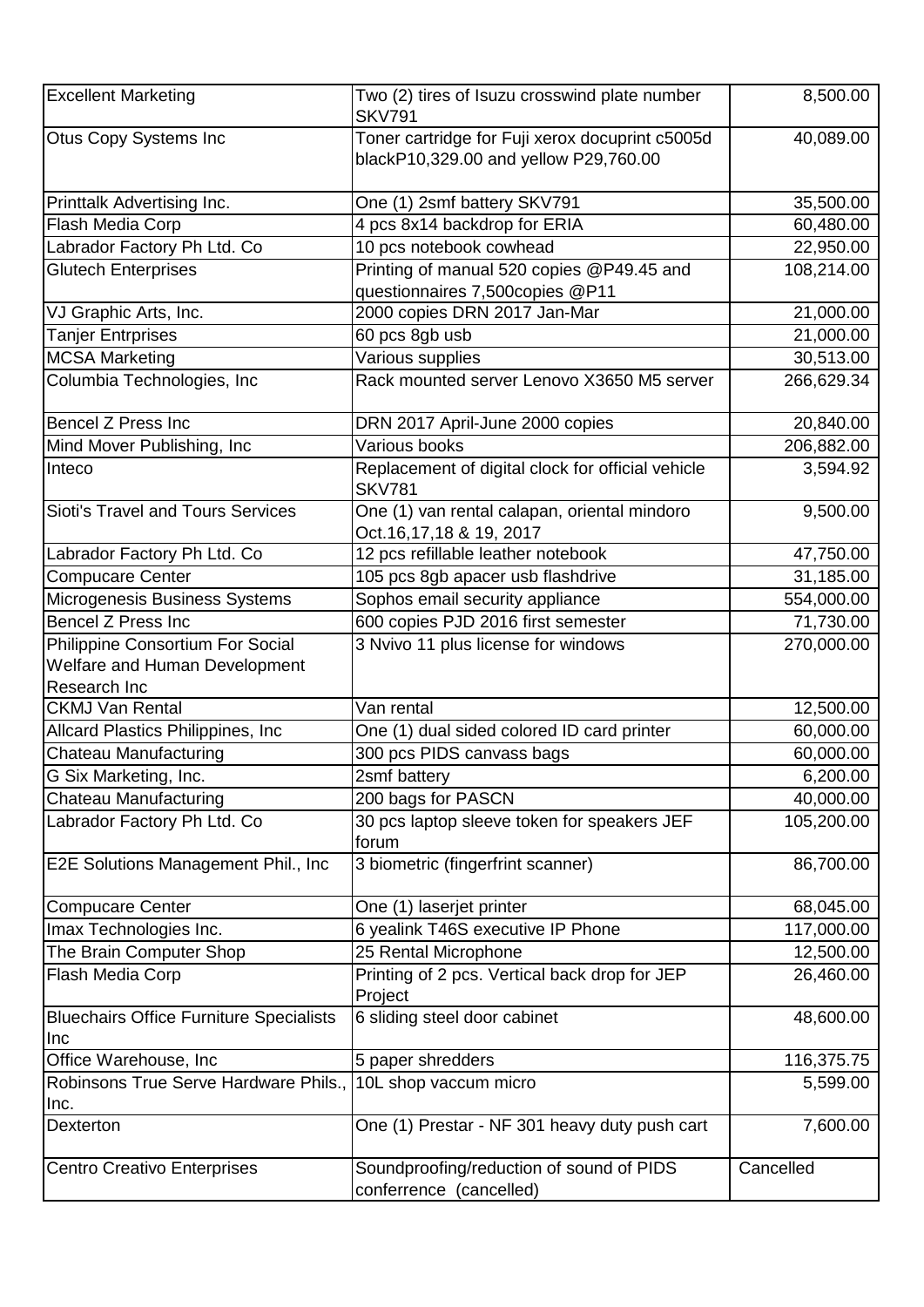| | | |
|---|---|---|
| Excellent Marketing | Two (2) tires of Isuzu crosswind plate number SKV791 | 8,500.00 |
| Otus Copy Systems Inc | Toner cartridge for Fuji xerox docuprint c5005d blackP10,329.00 and yellow P29,760.00 | 40,089.00 |
| Printtalk Advertising Inc. | One (1) 2smf battery SKV791 | 35,500.00 |
| Flash Media Corp | 4 pcs 8x14 backdrop for ERIA | 60,480.00 |
| Labrador Factory Ph Ltd. Co | 10 pcs notebook cowhead | 22,950.00 |
| Glutech Enterprises | Printing of manual 520 copies @P49.45 and questionnaires 7,500copies @P11 | 108,214.00 |
| VJ Graphic Arts, Inc. | 2000 copies DRN 2017 Jan-Mar | 21,000.00 |
| Tanjer Entrprises | 60 pcs 8gb usb | 21,000.00 |
| MCSA Marketing | Various supplies | 30,513.00 |
| Columbia Technologies, Inc | Rack mounted server Lenovo X3650 M5 server | 266,629.34 |
| Bencel Z Press Inc | DRN 2017 April-June 2000 copies | 20,840.00 |
| Mind Mover Publishing, Inc | Various books | 206,882.00 |
| Inteco | Replacement of digital clock for official vehicle SKV781 | 3,594.92 |
| Sioti's Travel and Tours Services | One (1) van rental calapan, oriental mindoro Oct.16,17,18 & 19, 2017 | 9,500.00 |
| Labrador Factory Ph Ltd. Co | 12 pcs refillable leather notebook | 47,750.00 |
| Compucare Center | 105 pcs 8gb apacer usb flashdrive | 31,185.00 |
| Microgenesis Business Systems | Sophos email security appliance | 554,000.00 |
| Bencel Z Press Inc | 600 copies PJD 2016 first semester | 71,730.00 |
| Philippine Consortium For Social Welfare and Human Development Research Inc | 3 Nvivo 11 plus license for windows | 270,000.00 |
| CKMJ Van Rental | Van rental | 12,500.00 |
| Allcard Plastics Philippines, Inc | One (1) dual sided colored ID card printer | 60,000.00 |
| Chateau Manufacturing | 300 pcs PIDS canvass bags | 60,000.00 |
| G Six Marketing, Inc. | 2smf battery | 6,200.00 |
| Chateau Manufacturing | 200 bags for PASCN | 40,000.00 |
| Labrador Factory Ph Ltd. Co | 30 pcs laptop sleeve token for speakers JEF forum | 105,200.00 |
| E2E Solutions Management Phil., Inc | 3 biometric (fingerfrint scanner) | 86,700.00 |
| Compucare Center | One (1) laserjet printer | 68,045.00 |
| Imax Technologies Inc. | 6 yealink T46S executive IP Phone | 117,000.00 |
| The Brain Computer Shop | 25 Rental Microphone | 12,500.00 |
| Flash Media Corp | Printing of 2 pcs. Vertical back drop for JEP Project | 26,460.00 |
| Bluechairs Office Furniture Specialists Inc | 6 sliding steel door cabinet | 48,600.00 |
| Office Warehouse, Inc | 5 paper shredders | 116,375.75 |
| Robinsons True Serve Hardware Phils., Inc. | 10L shop vaccum micro | 5,599.00 |
| Dexterton | One (1) Prestar - NF 301 heavy duty push cart | 7,600.00 |
| Centro Creativo Enterprises | Soundproofing/reduction of sound of PIDS conferrence (cancelled) | Cancelled |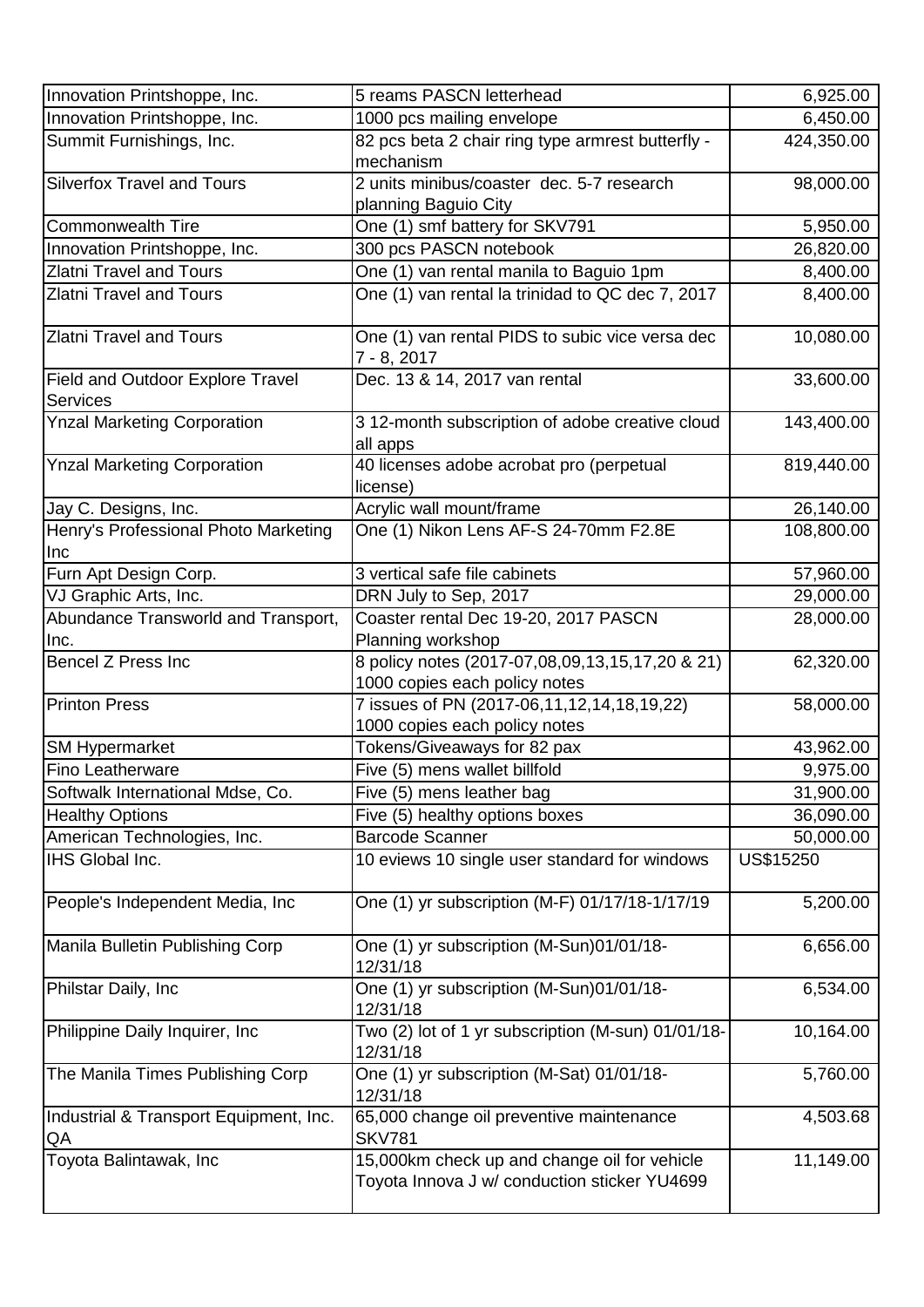| | | |
|---|---|---|
| Innovation Printshoppe, Inc. | 5 reams PASCN letterhead | 6,925.00 |
| Innovation Printshoppe, Inc. | 1000 pcs mailing envelope | 6,450.00 |
| Summit Furnishings, Inc. | 82 pcs beta 2 chair ring type armrest butterfly - mechanism | 424,350.00 |
| Silverfox Travel and Tours | 2 units minibus/coaster dec. 5-7 research planning Baguio City | 98,000.00 |
| Commonwealth Tire | One (1) smf battery for SKV791 | 5,950.00 |
| Innovation Printshoppe, Inc. | 300 pcs PASCN notebook | 26,820.00 |
| Zlatni Travel and Tours | One (1) van rental manila to Baguio 1pm | 8,400.00 |
| Zlatni Travel and Tours | One (1) van rental la trinidad to QC dec 7, 2017 | 8,400.00 |
| Zlatni Travel and Tours | One (1) van rental PIDS to subic vice versa dec 7 - 8, 2017 | 10,080.00 |
| Field and Outdoor Explore Travel Services | Dec. 13 & 14, 2017 van rental | 33,600.00 |
| Ynzal Marketing Corporation | 3 12-month subscription of adobe creative cloud all apps | 143,400.00 |
| Ynzal Marketing Corporation | 40 licenses adobe acrobat pro (perpetual license) | 819,440.00 |
| Jay C. Designs, Inc. | Acrylic wall mount/frame | 26,140.00 |
| Henry's Professional Photo Marketing Inc | One (1) Nikon Lens AF-S 24-70mm F2.8E | 108,800.00 |
| Furn Apt Design Corp. | 3 vertical safe file cabinets | 57,960.00 |
| VJ Graphic Arts, Inc. | DRN July to Sep, 2017 | 29,000.00 |
| Abundance Transworld and Transport, Inc. | Coaster rental Dec 19-20, 2017 PASCN Planning workshop | 28,000.00 |
| Bencel Z Press Inc | 8 policy notes (2017-07,08,09,13,15,17,20 & 21) 1000 copies each policy notes | 62,320.00 |
| Printon Press | 7 issues of PN (2017-06,11,12,14,18,19,22) 1000 copies each policy notes | 58,000.00 |
| SM Hypermarket | Tokens/Giveaways for 82 pax | 43,962.00 |
| Fino Leatherware | Five (5) mens wallet billfold | 9,975.00 |
| Softwalk International Mdse, Co. | Five (5) mens leather bag | 31,900.00 |
| Healthy Options | Five (5) healthy options boxes | 36,090.00 |
| American Technologies, Inc. | Barcode Scanner | 50,000.00 |
| IHS Global Inc. | 10 eviews 10 single user standard for windows | US$15250 |
| People's Independent Media, Inc | One (1) yr subscription (M-F) 01/17/18-1/17/19 | 5,200.00 |
| Manila Bulletin Publishing Corp | One (1) yr subscription (M-Sun)01/01/18-12/31/18 | 6,656.00 |
| Philstar Daily, Inc | One (1) yr subscription (M-Sun)01/01/18-12/31/18 | 6,534.00 |
| Philippine Daily Inquirer, Inc | Two (2) lot of 1 yr subscription (M-sun) 01/01/18-12/31/18 | 10,164.00 |
| The Manila Times Publishing Corp | One (1) yr subscription (M-Sat) 01/01/18-12/31/18 | 5,760.00 |
| Industrial & Transport Equipment, Inc. QA | 65,000 change oil preventive maintenance SKV781 | 4,503.68 |
| Toyota Balintawak, Inc | 15,000km check up and change oil for vehicle Toyota Innova J w/ conduction sticker YU4699 | 11,149.00 |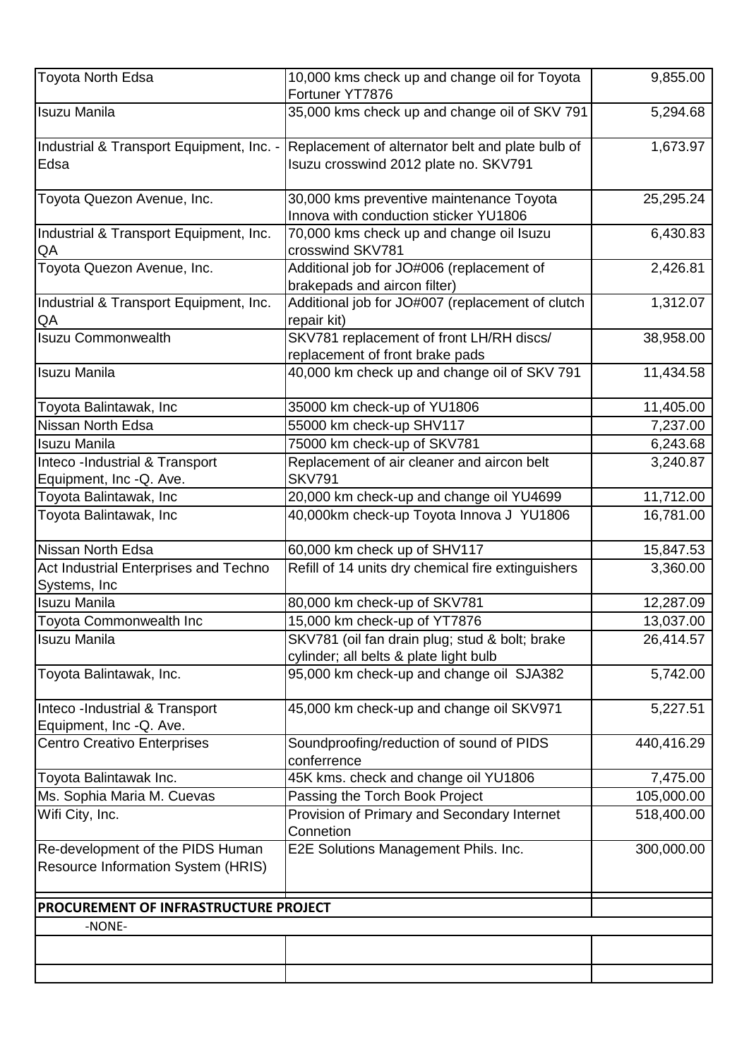| | | |
|---|---|---|
| Toyota North Edsa | 10,000 kms check up and change oil for Toyota Fortuner YT7876 | 9,855.00 |
| Isuzu Manila | 35,000 kms check up and change oil of SKV 791 | 5,294.68 |
| Industrial & Transport Equipment, Inc. - Edsa | Replacement of alternator belt and plate bulb of Isuzu crosswind 2012 plate no. SKV791 | 1,673.97 |
| Toyota Quezon Avenue, Inc. | 30,000 kms preventive maintenance Toyota Innova with conduction sticker YU1806 | 25,295.24 |
| Industrial & Transport Equipment, Inc. QA | 70,000 kms check up and change oil Isuzu crosswind SKV781 | 6,430.83 |
| Toyota Quezon Avenue, Inc. | Additional job for JO#006 (replacement of brakepads and aircon filter) | 2,426.81 |
| Industrial & Transport Equipment, Inc. QA | Additional job for JO#007 (replacement of clutch repair kit) | 1,312.07 |
| Isuzu Commonwealth | SKV781 replacement of front LH/RH discs/ replacement of front brake pads | 38,958.00 |
| Isuzu Manila | 40,000 km check up and change oil of SKV 791 | 11,434.58 |
| Toyota Balintawak, Inc | 35000 km check-up of YU1806 | 11,405.00 |
| Nissan North Edsa | 55000 km check-up SHV117 | 7,237.00 |
| Isuzu Manila | 75000 km check-up of SKV781 | 6,243.68 |
| Inteco -Industrial & Transport Equipment, Inc -Q. Ave. | Replacement of air cleaner and aircon belt SKV791 | 3,240.87 |
| Toyota Balintawak, Inc | 20,000 km check-up and change oil YU4699 | 11,712.00 |
| Toyota Balintawak, Inc | 40,000km check-up Toyota Innova J YU1806 | 16,781.00 |
| Nissan North Edsa | 60,000 km check up of SHV117 | 15,847.53 |
| Act Industrial Enterprises and Techno Systems, Inc | Refill of 14 units dry chemical fire extinguishers | 3,360.00 |
| Isuzu Manila | 80,000 km check-up of SKV781 | 12,287.09 |
| Toyota Commonwealth Inc | 15,000 km check-up of YT7876 | 13,037.00 |
| Isuzu Manila | SKV781 (oil fan drain plug; stud & bolt; brake cylinder; all belts & plate light bulb | 26,414.57 |
| Toyota Balintawak, Inc. | 95,000 km check-up and change oil SJA382 | 5,742.00 |
| Inteco -Industrial & Transport Equipment, Inc -Q. Ave. | 45,000 km check-up and change oil SKV971 | 5,227.51 |
| Centro Creativo Enterprises | Soundproofing/reduction of sound of PIDS conferrence | 440,416.29 |
| Toyota Balintawak Inc. | 45K kms. check and change oil YU1806 | 7,475.00 |
| Ms. Sophia Maria M. Cuevas | Passing the Torch Book Project | 105,000.00 |
| Wifi City, Inc. | Provision of Primary and Secondary Internet Connetion | 518,400.00 |
| Re-development of the PIDS Human Resource Information System (HRIS) | E2E Solutions Management Phils. Inc. | 300,000.00 |
| **PROCUREMENT OF INFRASTRUCTURE PROJECT** | | |
| -NONE- | | |
| | | |
| | | |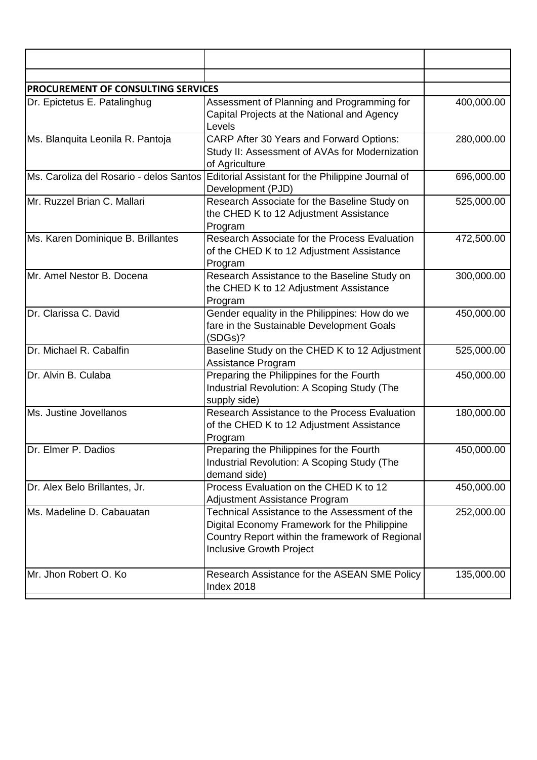| | | |
|---|---|---|
| | | |
| | | |
| **PROCUREMENT OF CONSULTING SERVICES** | | |
| Dr. Epictetus E. Patalinghug | Assessment of Planning and Programming for Capital Projects at the National and Agency Levels | 400,000.00 |
| Ms. Blanquita Leonila R. Pantoja | CARP After 30 Years and Forward Options: Study II: Assessment of AVAs for Modernization of Agriculture | 280,000.00 |
| Ms. Caroliza del Rosario - delos Santos | Editorial Assistant for the Philippine Journal of Development (PJD) | 696,000.00 |
| Mr. Ruzzel Brian C. Mallari | Research Associate for the Baseline Study on the CHED K to 12 Adjustment Assistance Program | 525,000.00 |
| Ms. Karen Dominique B. Brillantes | Research Associate for the Process Evaluation of the CHED K to 12 Adjustment Assistance Program | 472,500.00 |
| Mr. Amel Nestor B. Docena | Research Assistance to the Baseline Study on the CHED K to 12 Adjustment Assistance Program | 300,000.00 |
| Dr. Clarissa C. David | Gender equality in the Philippines: How do we fare in the Sustainable Development Goals (SDGs)? | 450,000.00 |
| Dr. Michael R. Cabalfin | Baseline Study on the CHED K to 12 Adjustment Assistance Program | 525,000.00 |
| Dr. Alvin B. Culaba | Preparing the Philippines for the Fourth Industrial Revolution: A Scoping Study (The supply side) | 450,000.00 |
| Ms. Justine Jovellanos | Research Assistance to the Process Evaluation of the CHED K to 12 Adjustment Assistance Program | 180,000.00 |
| Dr. Elmer P. Dadios | Preparing the Philippines for the Fourth Industrial Revolution: A Scoping Study (The demand side) | 450,000.00 |
| Dr. Alex Belo Brillantes, Jr. | Process Evaluation on the CHED K to 12 Adjustment Assistance Program | 450,000.00 |
| Ms. Madeline D. Cabauatan | Technical Assistance to the Assessment of the Digital Economy Framework for the Philippine Country Report within the framework of Regional Inclusive Growth Project | 252,000.00 |
| Mr. Jhon Robert O. Ko | Research Assistance for the ASEAN SME Policy Index 2018 | 135,000.00 |
| | | |